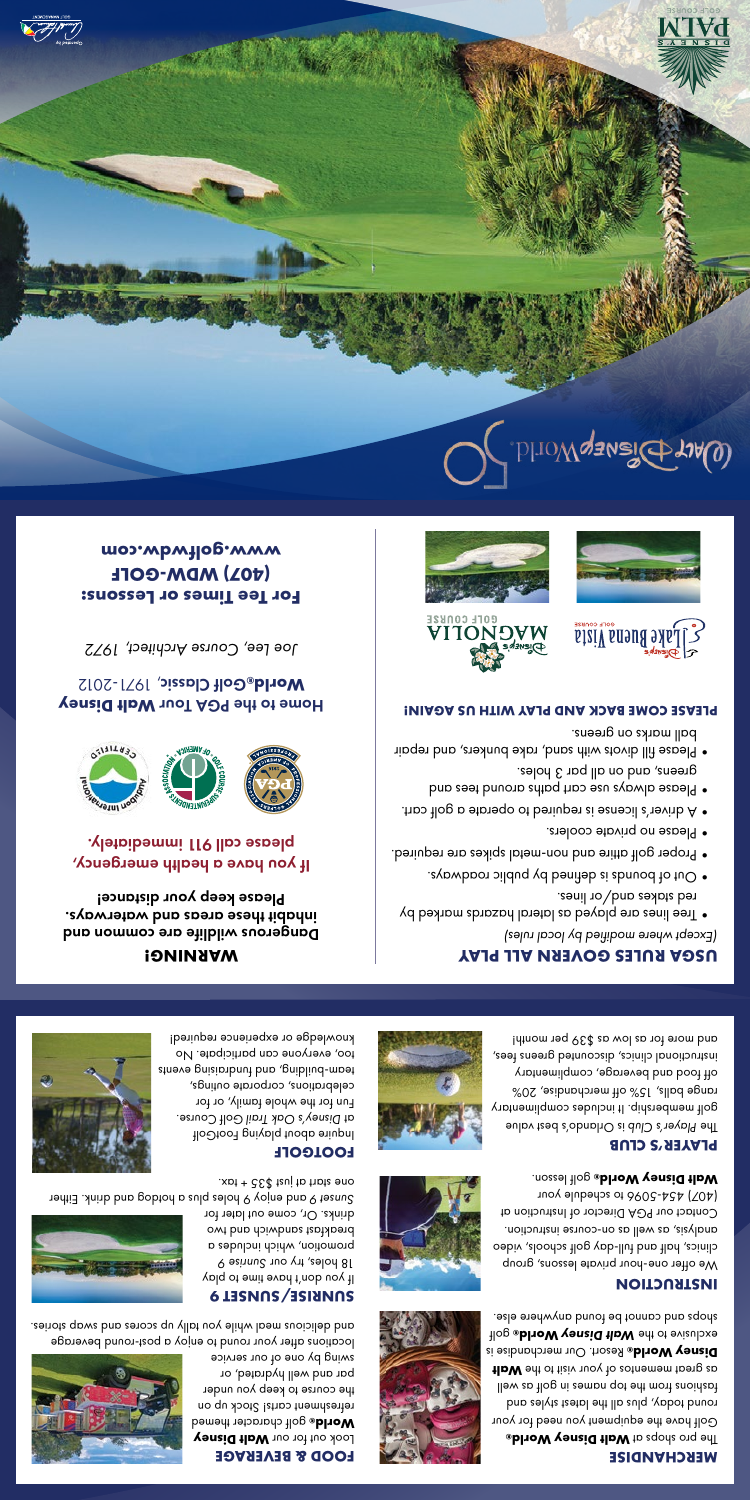# MERCHANDISE

The pro shops at **Walt Disney World®** Golf have the equipment you need for your round today, plus all the latest styles and fashions from the top names in golf as well as great mementos of your visit to the **Walt Disney World®** Resort. Our merchandise is exclusive to the **Walt Disney World®** golf shops and cannot be found anywhere else.

# INSTRUCTION

We offer one-hour private lessons, group clinics, half and full-day golf schools, video analysis, as well as on-course instruction. Contact our PGA Director of Instruction at (407) 454-5096 to schedule your **Walt Disney World®** golf lesson.

# PLAYER'S CLUB

The *Player's Club* is Orlando's best value golf membership. It includes complimentary range balls, 15% off merchandise, 20% off food and beverage, complimentary instructional clinics, discounted greens fees, and more for as low as $39 per month!

# FOOD & BEVERAGE

Look out for our **Walt Disney World®** golf character themed refreshment carts! Stock up on the course to keep you under par and well hydrated, or swing by one of our service locations after your round to enjoy a post-round beverage and delicious meal while you tally up scores and swap stories.

# SUNRISE/SUNSET 9

If you don't have time to play 18 holes, try our *Sunrise 9* promotion, which includes a breakfast sandwich and two drinks. Or, come out later for *Sunset 9* and enjoy 9 holes plus a hotdog and drink. Either one start at just $35 + tax.

# FOOTGOLF

Inquire about playing FootGolf at Disney's *Oak Trail* Golf Course. Fun for the whole family, or for celebrations, corporate outings, team-building, and fundraising events too, everyone can participate. No knowledge or experience required!

# USGA RULES GOVERN ALL PLAY

*(Except where modified by local rules)*

- Tree lines are played as lateral hazards marked by red stakes and/or lines.
- Out of bounds is defined by public roadways.
- Proper golf attire and non-metal spikes are required.
- Please no private coolers.
- A driver's license is required to operate a golf cart.
- Please always use cart paths around tees and greens, and on all par 3 holes.
- Please fill divots with sand, rake bunkers, and repair ball marks on greens.

**PLEASE COME BACK AND PLAY WITH US AGAIN!**

Disney's Lake Buena Vista Golf Course

Disney's Magnolia Golf Course

# WARNING!

**Dangerous wildlife are common and inhabit these areas and waterways. Please keep your distance!**

**If you have a health emergency, please call 911 immediately.**

**Home to the PGA Tour Walt Disney World® Golf Classic, 1971-2012**

*Joe Lee, Course Architect, 1972*

**For Tee Times or Lessons:**
**(407) WDW-GOLF**
**www.golfwdw.com**

Walt Disney World.

PALM GOLF COURSE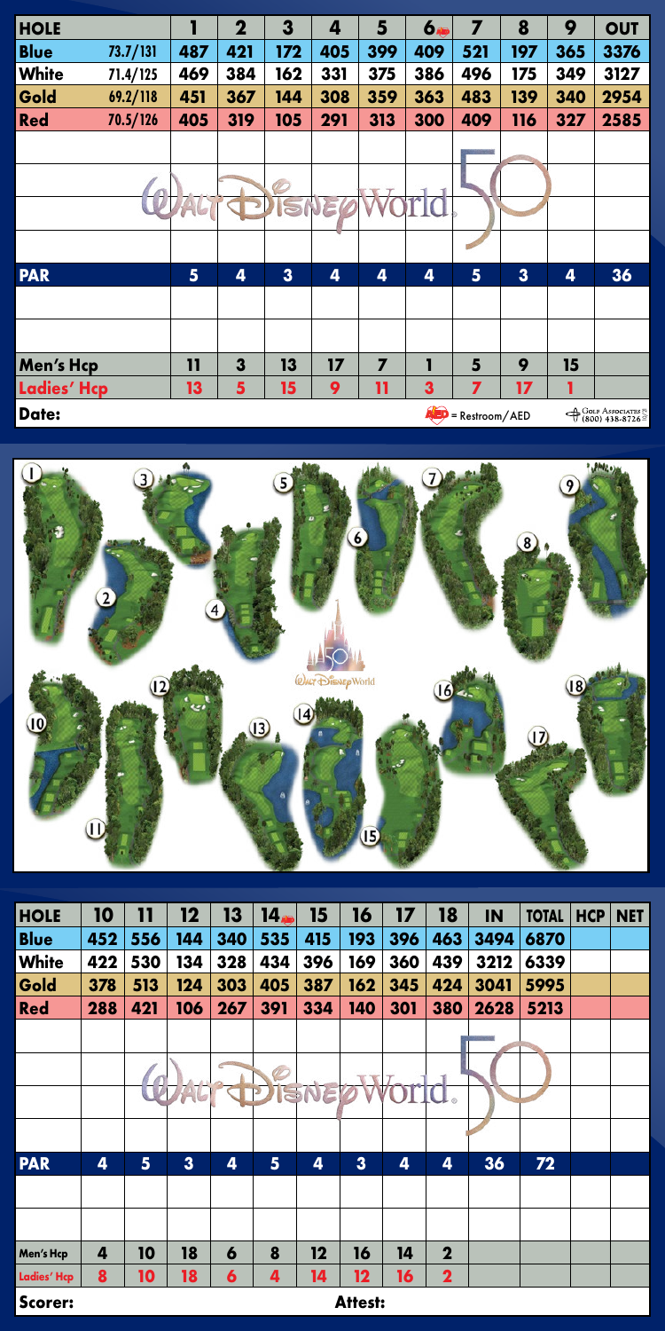| HOLE | | 1 | 2 | 3 | 4 | 5 | 6 | 7 | 8 | 9 | OUT |
|---|---|---|---|---|---|---|---|---|---|---|---|
| Blue | 73.7/131 | 487 | 421 | 172 | 405 | 399 | 409 | 521 | 197 | 365 | 3376 |
| White | 71.4/125 | 469 | 384 | 162 | 331 | 375 | 386 | 496 | 175 | 349 | 3127 |
| Gold | 69.2/118 | 451 | 367 | 144 | 308 | 359 | 363 | 483 | 139 | 340 | 2954 |
| Red | 70.5/126 | 405 | 319 | 105 | 291 | 313 | 300 | 409 | 116 | 327 | 2585 |
| PAR | | 5 | 4 | 3 | 4 | 4 | 4 | 5 | 3 | 4 | 36 |
| Men's Hcp | | 11 | 3 | 13 | 17 | 7 | 1 | 5 | 9 | 15 | |
| Ladies' Hcp | | 13 | 5 | 15 | 9 | 11 | 3 | 7 | 17 | 1 | |

Walt Disney World 50

Date:

AED = Restroom/AED

Golf Associates (800) 438-8726

Walt Disney World

| HOLE | 10 | 11 | 12 | 13 | 14 | 15 | 16 | 17 | 18 | IN | TOTAL | HCP | NET |
|---|---|---|---|---|---|---|---|---|---|---|---|---|---|
| Blue | 452 | 556 | 144 | 340 | 535 | 415 | 193 | 396 | 463 | 3494 | 6870 | | |
| White | 422 | 530 | 134 | 328 | 434 | 396 | 169 | 360 | 439 | 3212 | 6339 | | |
| Gold | 378 | 513 | 124 | 303 | 405 | 387 | 162 | 345 | 424 | 3041 | 5995 | | |
| Red | 288 | 421 | 106 | 267 | 391 | 334 | 140 | 301 | 380 | 2628 | 5213 | | |
| PAR | 4 | 5 | 3 | 4 | 5 | 4 | 3 | 4 | 4 | 36 | 72 | | |
| Men's Hcp | 4 | 10 | 18 | 6 | 8 | 12 | 16 | 14 | 2 | | | | |
| Ladies' Hcp | 8 | 10 | 18 | 6 | 4 | 14 | 12 | 16 | 2 | | | | |

Walt Disney World 50

Scorer: Attest: